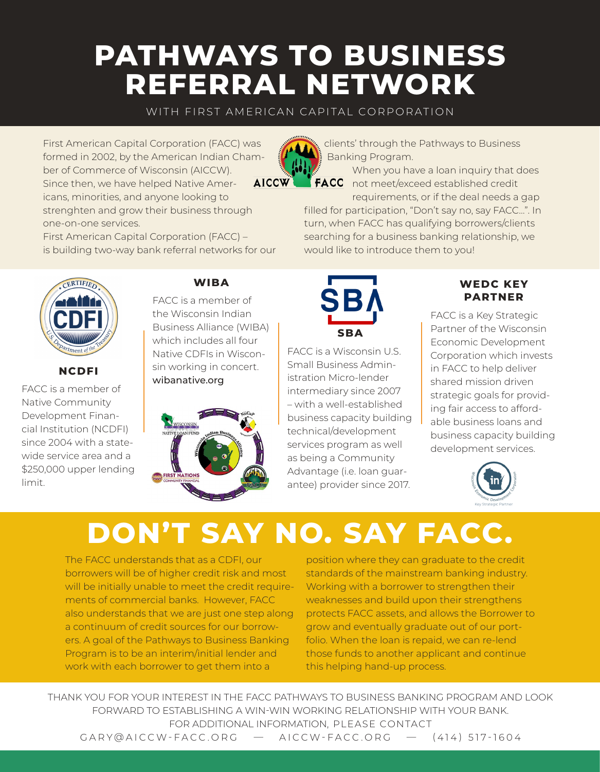# PATHWAYS TO BUSINESS REFERRAL NETWORK

WITH FIRST AMERICAN CAPITAL CORPORATION

First American Capital Corporation (FACC) was formed in 2002, by the American Indian Chamber of Commerce of Wisconsin (AICCW). Since then, we have helped Native Americans, minorities, and anyone looking to strenghten and grow their business through one-on-one services.

First American Capital Corporation (FACC) – is building two-way bank referral networks for our clients' through the Pathways to Business Banking Program.

When you have a loan inquiry that does not meet/exceed established credit requirements, or if the deal needs a gap filled for participation, "Don't say no, say FACC...". In turn, when FACC has qualifying borrowers/clients searching for a business banking relationship, we would like to introduce them to you!

### NCDFI

FACC is a member of Native Community Development Financial Institution (NCDFI) since 2004 with a statewide service area and a $250,000 upper lending limit.

### WIBA

FACC is a member of the Wisconsin Indian Business Alliance (WIBA) which includes all four Native CDFIs in Wisconsin working in concert. **wibanative.org**

### SBA

FACC is a Wisconsin U.S. Small Business Administration Micro-lender intermediary since 2007 – with a well-established business capacity building technical/development services program as well as being a Community Advantage (i.e. loan guarantee) provider since 2017.

### WEDC KEY PARTNER

FACC is a Key Strategic Partner of the Wisconsin Economic Development Corporation which invests in FACC to help deliver shared mission driven strategic goals for providing fair access to affordable business loans and business capacity building development services.

# DON'T SAY NO. SAY FACC.

The FACC understands that as a CDFI, our borrowers will be of higher credit risk and most will be initially unable to meet the credit requirements of commercial banks. However, FACC also understands that we are just one step along a continuum of credit sources for our borrowers. A goal of the Pathways to Business Banking Program is to be an interim/initial lender and work with each borrower to get them into a position where they can graduate to the credit standards of the mainstream banking industry. Working with a borrower to strengthen their weaknesses and build upon their strengthens protects FACC assets, and allows the Borrower to grow and eventually graduate out of our portfolio. When the loan is repaid, we can re-lend those funds to another applicant and continue this helping hand-up process.

THANK YOU FOR YOUR INTEREST IN THE FACC PATHWAYS TO BUSINESS BANKING PROGRAM AND LOOK FORWARD TO ESTABLISHING A WIN-WIN WORKING RELATIONSHIP WITH YOUR BANK.

FOR ADDITIONAL INFORMATION, PLEASE CONTACT

GARY@AICCW-FACC.ORG — AICCW-FACC.ORG — (414) 517-1604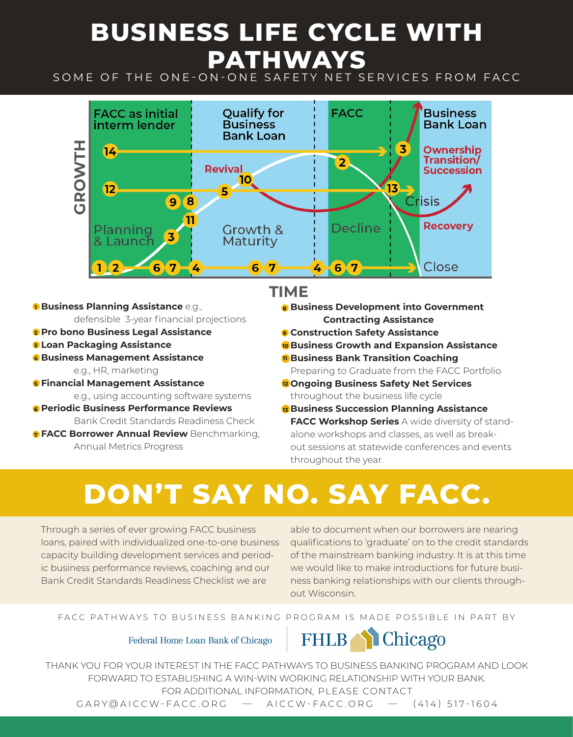# BUSINESS LIFE CYCLE WITH PATHWAYS

SOME OF THE ONE-ON-ONE SAFETY NET SERVICES FROM FACC

FACC as initial interm lender

Qualify for Business Bank Loan

FACC

Business Bank Loan

GROWTH

14

3

Ownership Transition/ Succession

2

Revival

10

12

5

13

9 8

Crisis

11

Planning & Launch

3

Growth & Maturity

Decline

Recovery

1 2 6 7 4 6 7 4 6 7

Close

TIME

1. **Business Planning Assistance** e.g., defensible 3-year financial projections
2. **Pro bono Business Legal Assistance**
3. **Loan Packaging Assistance**
4. **Business Management Assistance** e.g., HR, marketing
5. **Financial Management Assistance** e.g., using accounting software systems
6. **Periodic Business Performance Reviews** Bank Credit Standards Readiness Check
7. **FACC Borrower Annual Review** Benchmarking, Annual Metrics Progress
8. **Business Development into Government Contracting Assistance**
9. **Construction Safety Assistance**
10. **Business Growth and Expansion Assistance**
11. **Business Bank Transition Coaching** Preparing to Graduate from the FACC Portfolio
12. **Ongoing Business Safety Net Services** throughout the business life cycle
13. **Business Succession Planning Assistance**

**FACC Workshop Series** A wide diversity of stand-alone workshops and classes, as well as break-out sessions at statewide conferences and events throughout the year.

# DON'T SAY NO. SAY FACC.

Through a series of ever growing FACC business loans, paired with individualized one-to-one business capacity building development services and periodic business performance reviews, coaching and our Bank Credit Standards Readiness Checklist we are able to document when our borrowers are nearing qualifications to 'graduate' on to the credit standards of the mainstream banking industry. It is at this time we would like to make introductions for future business banking relationships with our clients throughout Wisconsin.

FACC PATHWAYS TO BUSINESS BANKING PROGRAM IS MADE POSSIBLE IN PART BY

Federal Home Loan Bank of Chicago | FHLB Chicago

THANK YOU FOR YOUR INTEREST IN THE FACC PATHWAYS TO BUSINESS BANKING PROGRAM AND LOOK FORWARD TO ESTABLISHING A WIN-WIN WORKING RELATIONSHIP WITH YOUR BANK.

FOR ADDITIONAL INFORMATION, PLEASE CONTACT

GARY@AICCW-FACC.ORG — AICCW-FACC.ORG — (414) 517-1604